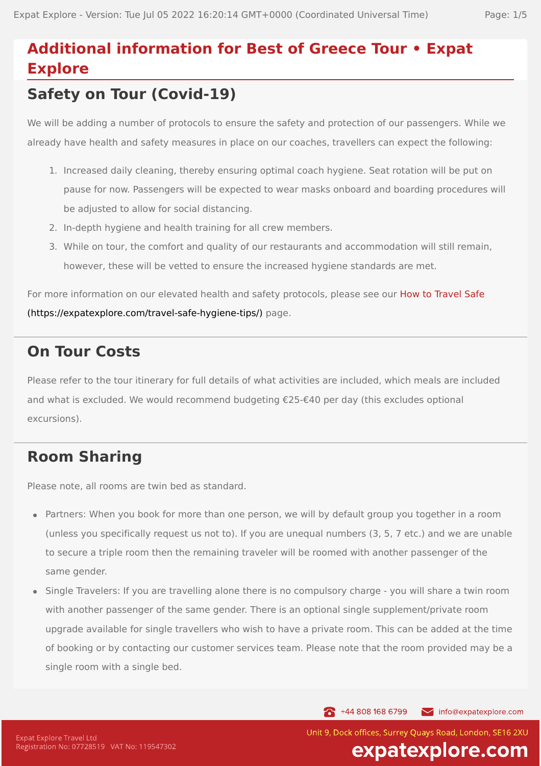# Additional information for Best of Greece Tour • Expat Explore

## Safety on Tour (Covid-19)

We will be adding a number of protocols to ensure the safety and protection of our passengers. While we already have health and safety measures in place on our coaches, travellers can expect the following:

1. Increased daily cleaning, thereby ensuring optimal coach hygiene. Seat rotation will be put on pause for now. Passengers will be expected to wear masks onboard and boarding procedures will be adjusted to allow for social distancing.
2. In-depth hygiene and health training for all crew members.
3. While on tour, the comfort and quality of our restaurants and accommodation will still remain, however, these will be vetted to ensure the increased hygiene standards are met.

For more information on our elevated health and safety protocols, please see our How to Travel Safe (https://expatexplore.com/travel-safe-hygiene-tips/) page.

## On Tour Costs

Please refer to the tour itinerary for full details of what activities are included, which meals are included and what is excluded. We would recommend budgeting €25-€40 per day (this excludes optional excursions).

## Room Sharing

Please note, all rooms are twin bed as standard.

- Partners: When you book for more than one person, we will by default group you together in a room (unless you specifically request us not to). If you are unequal numbers (3, 5, 7 etc.) and we are unable to secure a triple room then the remaining traveler will be roomed with another passenger of the same gender.
- Single Travelers: If you are travelling alone there is no compulsory charge - you will share a twin room with another passenger of the same gender. There is an optional single supplement/private room upgrade available for single travellers who wish to have a private room. This can be added at the time of booking or by contacting our customer services team. Please note that the room provided may be a single room with a single bed.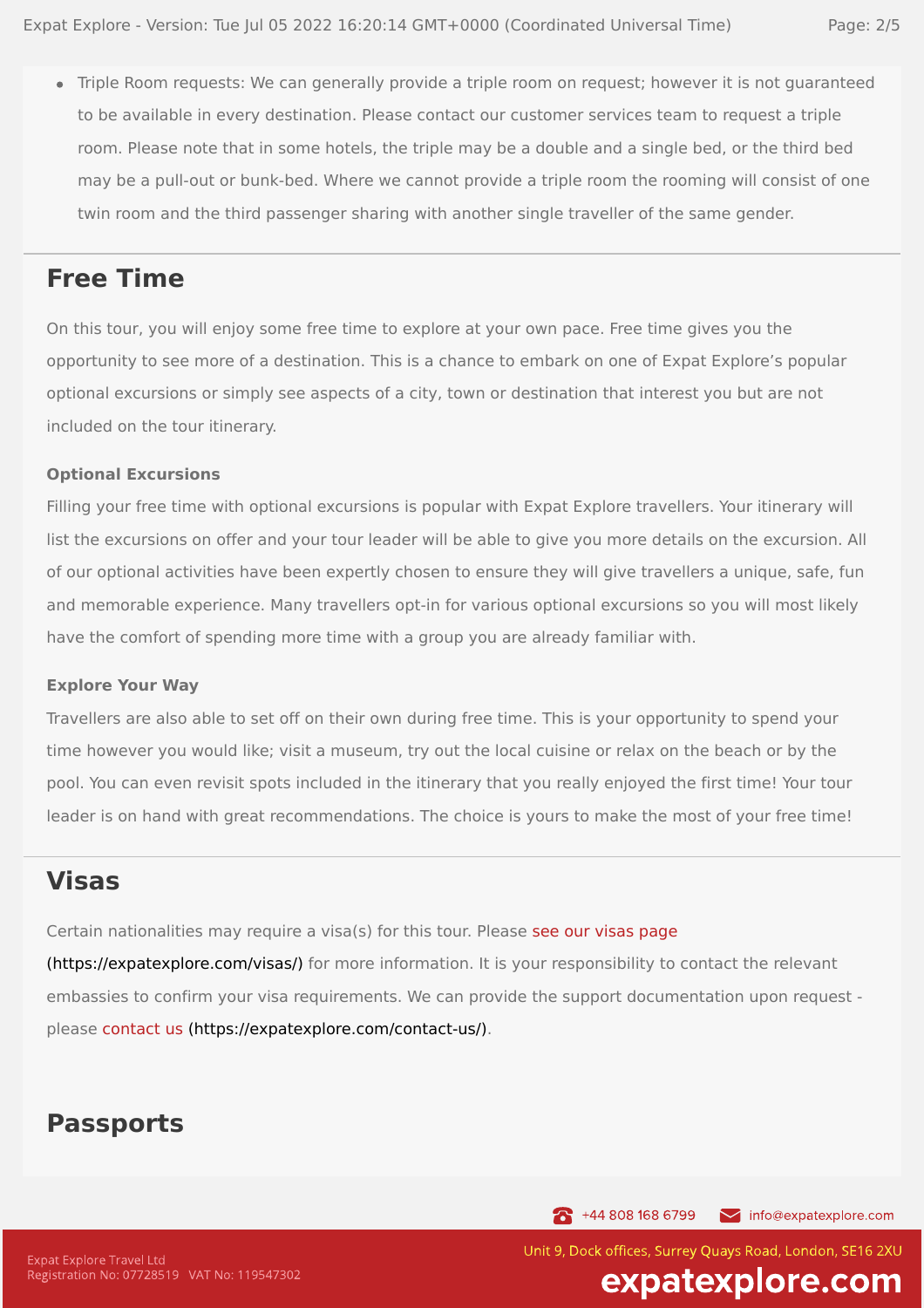- Triple Room requests: We can generally provide a triple room on request; however it is not guaranteed to be available in every destination. Please contact our customer services team to request a triple room. Please note that in some hotels, the triple may be a double and a single bed, or the third bed may be a pull-out or bunk-bed. Where we cannot provide a triple room the rooming will consist of one twin room and the third passenger sharing with another single traveller of the same gender.

## Free Time

On this tour, you will enjoy some free time to explore at your own pace. Free time gives you the opportunity to see more of a destination. This is a chance to embark on one of Expat Explore's popular optional excursions or simply see aspects of a city, town or destination that interest you but are not included on the tour itinerary.

### Optional Excursions

Filling your free time with optional excursions is popular with Expat Explore travellers. Your itinerary will list the excursions on offer and your tour leader will be able to give you more details on the excursion. All of our optional activities have been expertly chosen to ensure they will give travellers a unique, safe, fun and memorable experience. Many travellers opt-in for various optional excursions so you will most likely have the comfort of spending more time with a group you are already familiar with.

### Explore Your Way

Travellers are also able to set off on their own during free time. This is your opportunity to spend your time however you would like; visit a museum, try out the local cuisine or relax on the beach or by the pool. You can even revisit spots included in the itinerary that you really enjoyed the first time! Your tour leader is on hand with great recommendations. The choice is yours to make the most of your free time!

## Visas

Certain nationalities may require a visa(s) for this tour. Please see our visas page (https://expatexplore.com/visas/) for more information. It is your responsibility to contact the relevant embassies to confirm your visa requirements. We can provide the support documentation upon request - please contact us (https://expatexplore.com/contact-us/).

## Passports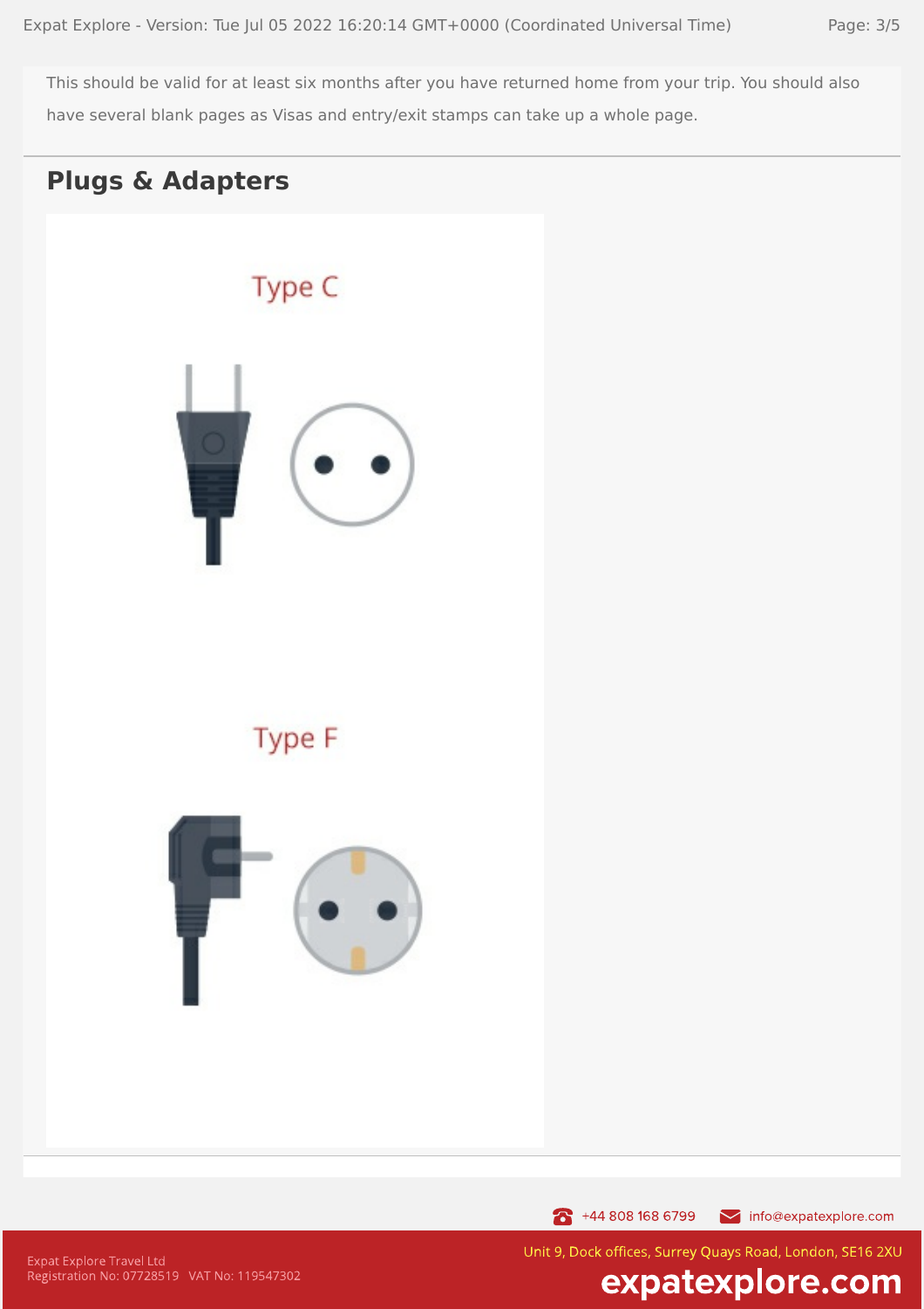This should be valid for at least six months after you have returned home from your trip. You should also have several blank pages as Visas and entry/exit stamps can take up a whole page.

## Plugs & Adapters

Type C

Type F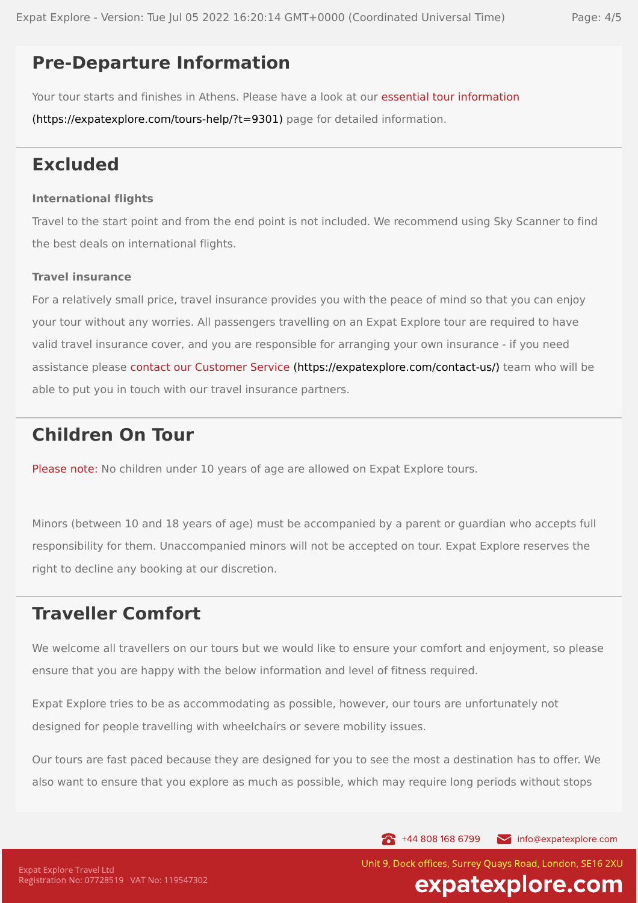## Pre-Departure Information

Your tour starts and finishes in Athens. Please have a look at our essential tour information (https://expatexplore.com/tours-help/?t=9301) page for detailed information.

## Excluded

**International flights**

Travel to the start point and from the end point is not included. We recommend using Sky Scanner to find the best deals on international flights.

**Travel insurance**

For a relatively small price, travel insurance provides you with the peace of mind so that you can enjoy your tour without any worries. All passengers travelling on an Expat Explore tour are required to have valid travel insurance cover, and you are responsible for arranging your own insurance - if you need assistance please contact our Customer Service (https://expatexplore.com/contact-us/) team who will be able to put you in touch with our travel insurance partners.

## Children On Tour

Please note: No children under 10 years of age are allowed on Expat Explore tours.

Minors (between 10 and 18 years of age) must be accompanied by a parent or guardian who accepts full responsibility for them. Unaccompanied minors will not be accepted on tour. Expat Explore reserves the right to decline any booking at our discretion.

## Traveller Comfort

We welcome all travellers on our tours but we would like to ensure your comfort and enjoyment, so please ensure that you are happy with the below information and level of fitness required.

Expat Explore tries to be as accommodating as possible, however, our tours are unfortunately not designed for people travelling with wheelchairs or severe mobility issues.

Our tours are fast paced because they are designed for you to see the most a destination has to offer. We also want to ensure that you explore as much as possible, which may require long periods without stops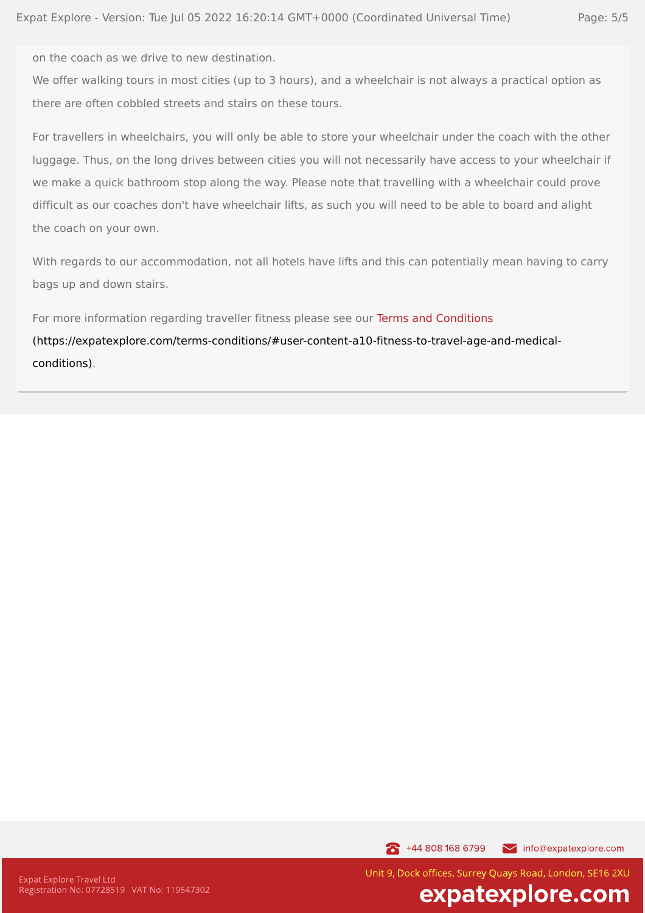on the coach as we drive to new destination.

We offer walking tours in most cities (up to 3 hours), and a wheelchair is not always a practical option as there are often cobbled streets and stairs on these tours.

For travellers in wheelchairs, you will only be able to store your wheelchair under the coach with the other luggage. Thus, on the long drives between cities you will not necessarily have access to your wheelchair if we make a quick bathroom stop along the way. Please note that travelling with a wheelchair could prove difficult as our coaches don't have wheelchair lifts, as such you will need to be able to board and alight the coach on your own.

With regards to our accommodation, not all hotels have lifts and this can potentially mean having to carry bags up and down stairs.

For more information regarding traveller fitness please see our Terms and Conditions (https://expatexplore.com/terms-conditions/#user-content-a10-fitness-to-travel-age-and-medical-conditions).